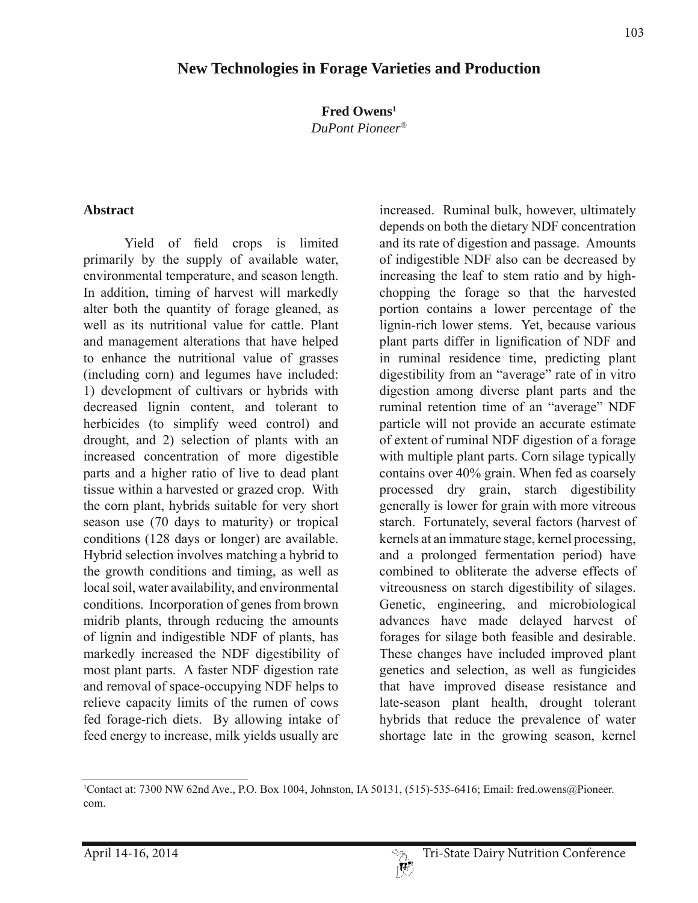# New Technologies in Forage Varieties and Production

**Fred Owens[1]**
*DuPont Pioneer®*

## Abstract

Yield of field crops is limited primarily by the supply of available water, environmental temperature, and season length. In addition, timing of harvest will markedly alter both the quantity of forage gleaned, as well as its nutritional value for cattle. Plant and management alterations that have helped to enhance the nutritional value of grasses (including corn) and legumes have included: 1) development of cultivars or hybrids with decreased lignin content, and tolerant to herbicides (to simplify weed control) and drought, and 2) selection of plants with an increased concentration of more digestible parts and a higher ratio of live to dead plant tissue within a harvested or grazed crop. With the corn plant, hybrids suitable for very short season use (70 days to maturity) or tropical conditions (128 days or longer) are available. Hybrid selection involves matching a hybrid to the growth conditions and timing, as well as local soil, water availability, and environmental conditions. Incorporation of genes from brown midrib plants, through reducing the amounts of lignin and indigestible NDF of plants, has markedly increased the NDF digestibility of most plant parts. A faster NDF digestion rate and removal of space-occupying NDF helps to relieve capacity limits of the rumen of cows fed forage-rich diets. By allowing intake of feed energy to increase, milk yields usually are increased. Ruminal bulk, however, ultimately depends on both the dietary NDF concentration and its rate of digestion and passage. Amounts of indigestible NDF also can be decreased by increasing the leaf to stem ratio and by high-chopping the forage so that the harvested portion contains a lower percentage of the lignin-rich lower stems. Yet, because various plant parts differ in lignification of NDF and in ruminal residence time, predicting plant digestibility from an "average" rate of in vitro digestion among diverse plant parts and the ruminal retention time of an "average" NDF particle will not provide an accurate estimate of extent of ruminal NDF digestion of a forage with multiple plant parts. Corn silage typically contains over 40% grain. When fed as coarsely processed dry grain, starch digestibility generally is lower for grain with more vitreous starch. Fortunately, several factors (harvest of kernels at an immature stage, kernel processing, and a prolonged fermentation period) have combined to obliterate the adverse effects of vitreousness on starch digestibility of silages. Genetic, engineering, and microbiological advances have made delayed harvest of forages for silage both feasible and desirable. These changes have included improved plant genetics and selection, as well as fungicides that have improved disease resistance and late-season plant health, drought tolerant hybrids that reduce the prevalence of water shortage late in the growing season, kernel

[1]Contact at: 7300 NW 62nd Ave., P.O. Box 1004, Johnston, IA 50131, (515)-535-6416; Email: fred.owens@Pioneer.com.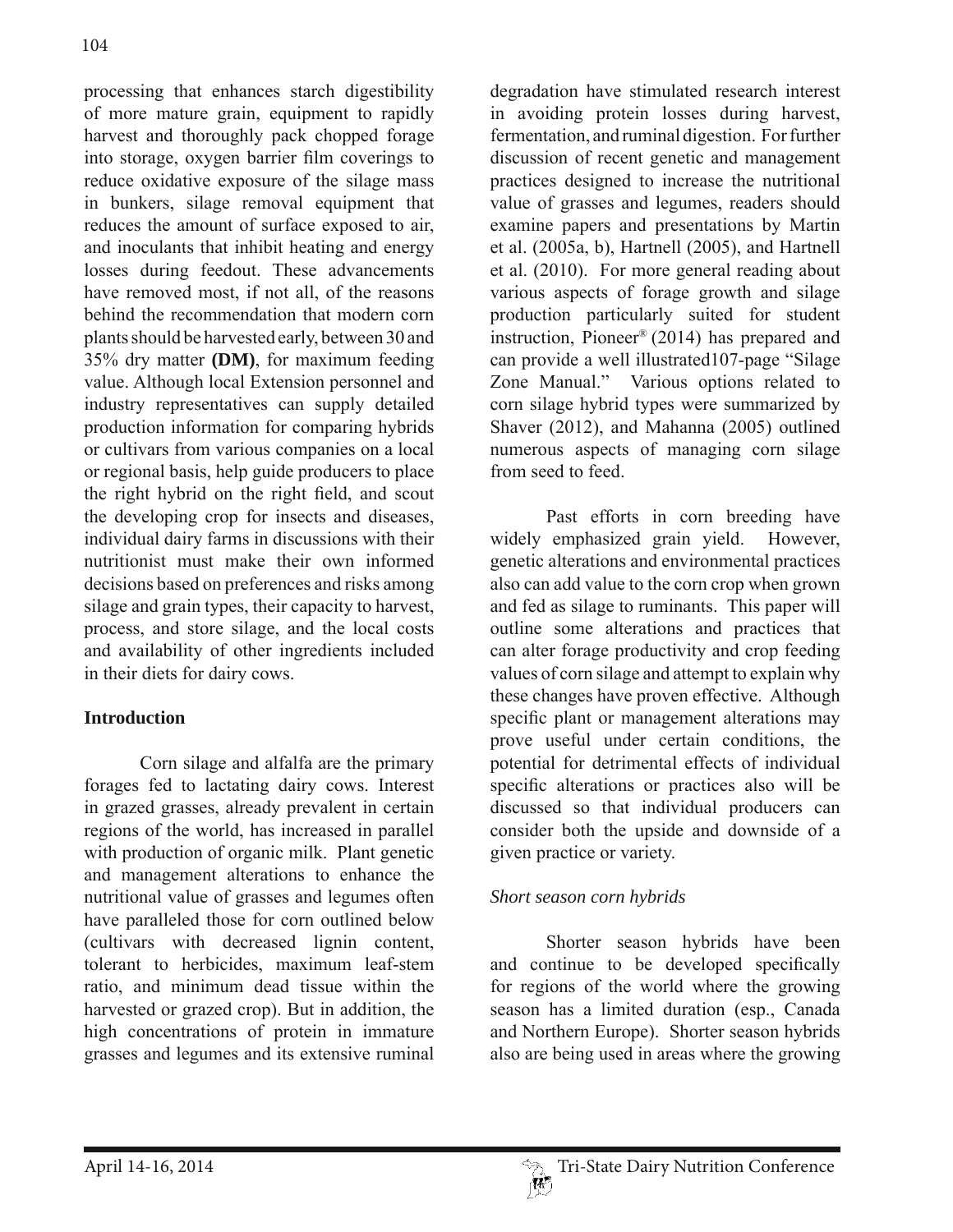processing that enhances starch digestibility of more mature grain, equipment to rapidly harvest and thoroughly pack chopped forage into storage, oxygen barrier film coverings to reduce oxidative exposure of the silage mass in bunkers, silage removal equipment that reduces the amount of surface exposed to air, and inoculants that inhibit heating and energy losses during feedout. These advancements have removed most, if not all, of the reasons behind the recommendation that modern corn plants should be harvested early, between 30 and 35% dry matter **(DM)**, for maximum feeding value. Although local Extension personnel and industry representatives can supply detailed production information for comparing hybrids or cultivars from various companies on a local or regional basis, help guide producers to place the right hybrid on the right field, and scout the developing crop for insects and diseases, individual dairy farms in discussions with their nutritionist must make their own informed decisions based on preferences and risks among silage and grain types, their capacity to harvest, process, and store silage, and the local costs and availability of other ingredients included in their diets for dairy cows.

## Introduction

Corn silage and alfalfa are the primary forages fed to lactating dairy cows. Interest in grazed grasses, already prevalent in certain regions of the world, has increased in parallel with production of organic milk. Plant genetic and management alterations to enhance the nutritional value of grasses and legumes often have paralleled those for corn outlined below (cultivars with decreased lignin content, tolerant to herbicides, maximum leaf-stem ratio, and minimum dead tissue within the harvested or grazed crop). But in addition, the high concentrations of protein in immature grasses and legumes and its extensive ruminal degradation have stimulated research interest in avoiding protein losses during harvest, fermentation, and ruminal digestion. For further discussion of recent genetic and management practices designed to increase the nutritional value of grasses and legumes, readers should examine papers and presentations by Martin et al. (2005a, b), Hartnell (2005), and Hartnell et al. (2010). For more general reading about various aspects of forage growth and silage production particularly suited for student instruction, Pioneer® (2014) has prepared and can provide a well illustrated107-page "Silage Zone Manual." Various options related to corn silage hybrid types were summarized by Shaver (2012), and Mahanna (2005) outlined numerous aspects of managing corn silage from seed to feed.

Past efforts in corn breeding have widely emphasized grain yield. However, genetic alterations and environmental practices also can add value to the corn crop when grown and fed as silage to ruminants. This paper will outline some alterations and practices that can alter forage productivity and crop feeding values of corn silage and attempt to explain why these changes have proven effective. Although specific plant or management alterations may prove useful under certain conditions, the potential for detrimental effects of individual specific alterations or practices also will be discussed so that individual producers can consider both the upside and downside of a given practice or variety.

### *Short season corn hybrids*

Shorter season hybrids have been and continue to be developed specifically for regions of the world where the growing season has a limited duration (esp., Canada and Northern Europe). Shorter season hybrids also are being used in areas where the growing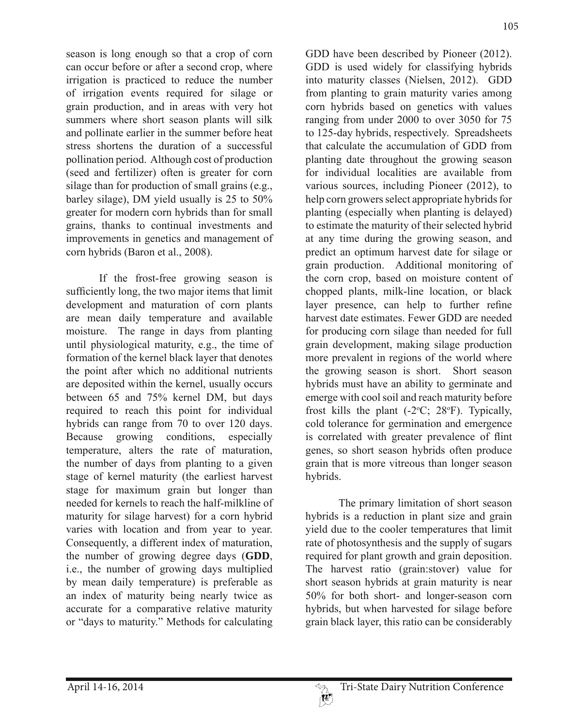season is long enough so that a crop of corn can occur before or after a second crop, where irrigation is practiced to reduce the number of irrigation events required for silage or grain production, and in areas with very hot summers where short season plants will silk and pollinate earlier in the summer before heat stress shortens the duration of a successful pollination period. Although cost of production (seed and fertilizer) often is greater for corn silage than for production of small grains (e.g., barley silage), DM yield usually is 25 to 50% greater for modern corn hybrids than for small grains, thanks to continual investments and improvements in genetics and management of corn hybrids (Baron et al., 2008).

If the frost-free growing season is sufficiently long, the two major items that limit development and maturation of corn plants are mean daily temperature and available moisture. The range in days from planting until physiological maturity, e.g., the time of formation of the kernel black layer that denotes the point after which no additional nutrients are deposited within the kernel, usually occurs between 65 and 75% kernel DM, but days required to reach this point for individual hybrids can range from 70 to over 120 days. Because growing conditions, especially temperature, alters the rate of maturation, the number of days from planting to a given stage of kernel maturity (the earliest harvest stage for maximum grain but longer than needed for kernels to reach the half-milkline of maturity for silage harvest) for a corn hybrid varies with location and from year to year. Consequently, a different index of maturation, the number of growing degree days (**GDD**, i.e., the number of growing days multiplied by mean daily temperature) is preferable as an index of maturity being nearly twice as accurate for a comparative relative maturity or "days to maturity." Methods for calculating GDD have been described by Pioneer (2012). GDD is used widely for classifying hybrids into maturity classes (Nielsen, 2012). GDD from planting to grain maturity varies among corn hybrids based on genetics with values ranging from under 2000 to over 3050 for 75 to 125-day hybrids, respectively. Spreadsheets that calculate the accumulation of GDD from planting date throughout the growing season for individual localities are available from various sources, including Pioneer (2012), to help corn growers select appropriate hybrids for planting (especially when planting is delayed) to estimate the maturity of their selected hybrid at any time during the growing season, and predict an optimum harvest date for silage or grain production. Additional monitoring of the corn crop, based on moisture content of chopped plants, milk-line location, or black layer presence, can help to further refine harvest date estimates. Fewer GDD are needed for producing corn silage than needed for full grain development, making silage production more prevalent in regions of the world where the growing season is short. Short season hybrids must have an ability to germinate and emerge with cool soil and reach maturity before frost kills the plant (-2°C; 28°F). Typically, cold tolerance for germination and emergence is correlated with greater prevalence of flint genes, so short season hybrids often produce grain that is more vitreous than longer season hybrids.

The primary limitation of short season hybrids is a reduction in plant size and grain yield due to the cooler temperatures that limit rate of photosynthesis and the supply of sugars required for plant growth and grain deposition. The harvest ratio (grain:stover) value for short season hybrids at grain maturity is near 50% for both short- and longer-season corn hybrids, but when harvested for silage before grain black layer, this ratio can be considerably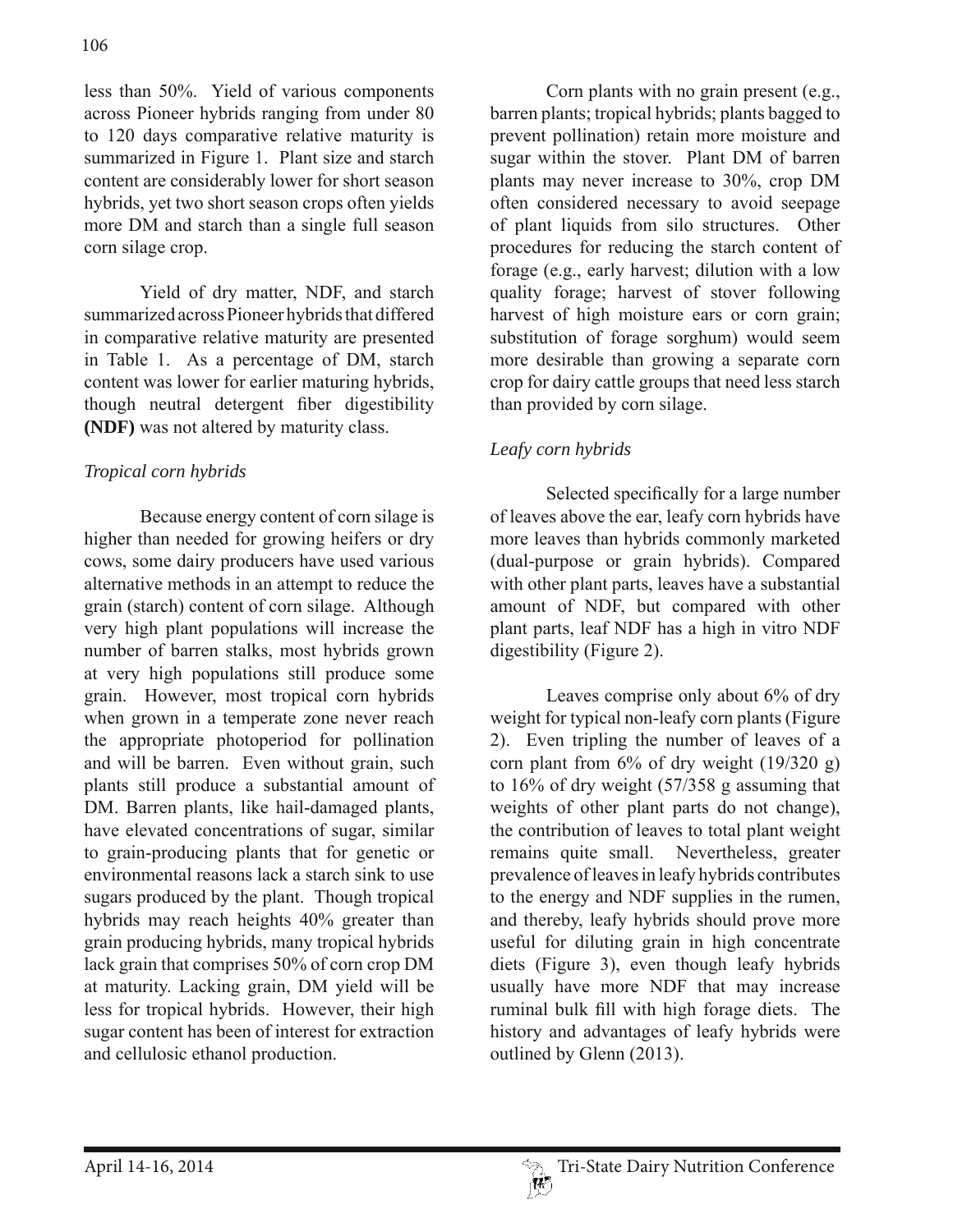less than 50%. Yield of various components across Pioneer hybrids ranging from under 80 to 120 days comparative relative maturity is summarized in Figure 1. Plant size and starch content are considerably lower for short season hybrids, yet two short season crops often yields more DM and starch than a single full season corn silage crop.

Yield of dry matter, NDF, and starch summarized across Pioneer hybrids that differed in comparative relative maturity are presented in Table 1. As a percentage of DM, starch content was lower for earlier maturing hybrids, though neutral detergent fiber digestibility **(NDF)** was not altered by maturity class.

### *Tropical corn hybrids*

Because energy content of corn silage is higher than needed for growing heifers or dry cows, some dairy producers have used various alternative methods in an attempt to reduce the grain (starch) content of corn silage. Although very high plant populations will increase the number of barren stalks, most hybrids grown at very high populations still produce some grain. However, most tropical corn hybrids when grown in a temperate zone never reach the appropriate photoperiod for pollination and will be barren. Even without grain, such plants still produce a substantial amount of DM. Barren plants, like hail-damaged plants, have elevated concentrations of sugar, similar to grain-producing plants that for genetic or environmental reasons lack a starch sink to use sugars produced by the plant. Though tropical hybrids may reach heights 40% greater than grain producing hybrids, many tropical hybrids lack grain that comprises 50% of corn crop DM at maturity. Lacking grain, DM yield will be less for tropical hybrids. However, their high sugar content has been of interest for extraction and cellulosic ethanol production.

Corn plants with no grain present (e.g., barren plants; tropical hybrids; plants bagged to prevent pollination) retain more moisture and sugar within the stover. Plant DM of barren plants may never increase to 30%, crop DM often considered necessary to avoid seepage of plant liquids from silo structures. Other procedures for reducing the starch content of forage (e.g., early harvest; dilution with a low quality forage; harvest of stover following harvest of high moisture ears or corn grain; substitution of forage sorghum) would seem more desirable than growing a separate corn crop for dairy cattle groups that need less starch than provided by corn silage.

### *Leafy corn hybrids*

Selected specifically for a large number of leaves above the ear, leafy corn hybrids have more leaves than hybrids commonly marketed (dual-purpose or grain hybrids). Compared with other plant parts, leaves have a substantial amount of NDF, but compared with other plant parts, leaf NDF has a high in vitro NDF digestibility (Figure 2).

Leaves comprise only about 6% of dry weight for typical non-leafy corn plants (Figure 2). Even tripling the number of leaves of a corn plant from 6% of dry weight (19/320 g) to 16% of dry weight (57/358 g assuming that weights of other plant parts do not change), the contribution of leaves to total plant weight remains quite small. Nevertheless, greater prevalence of leaves in leafy hybrids contributes to the energy and NDF supplies in the rumen, and thereby, leafy hybrids should prove more useful for diluting grain in high concentrate diets (Figure 3), even though leafy hybrids usually have more NDF that may increase ruminal bulk fill with high forage diets. The history and advantages of leafy hybrids were outlined by Glenn (2013).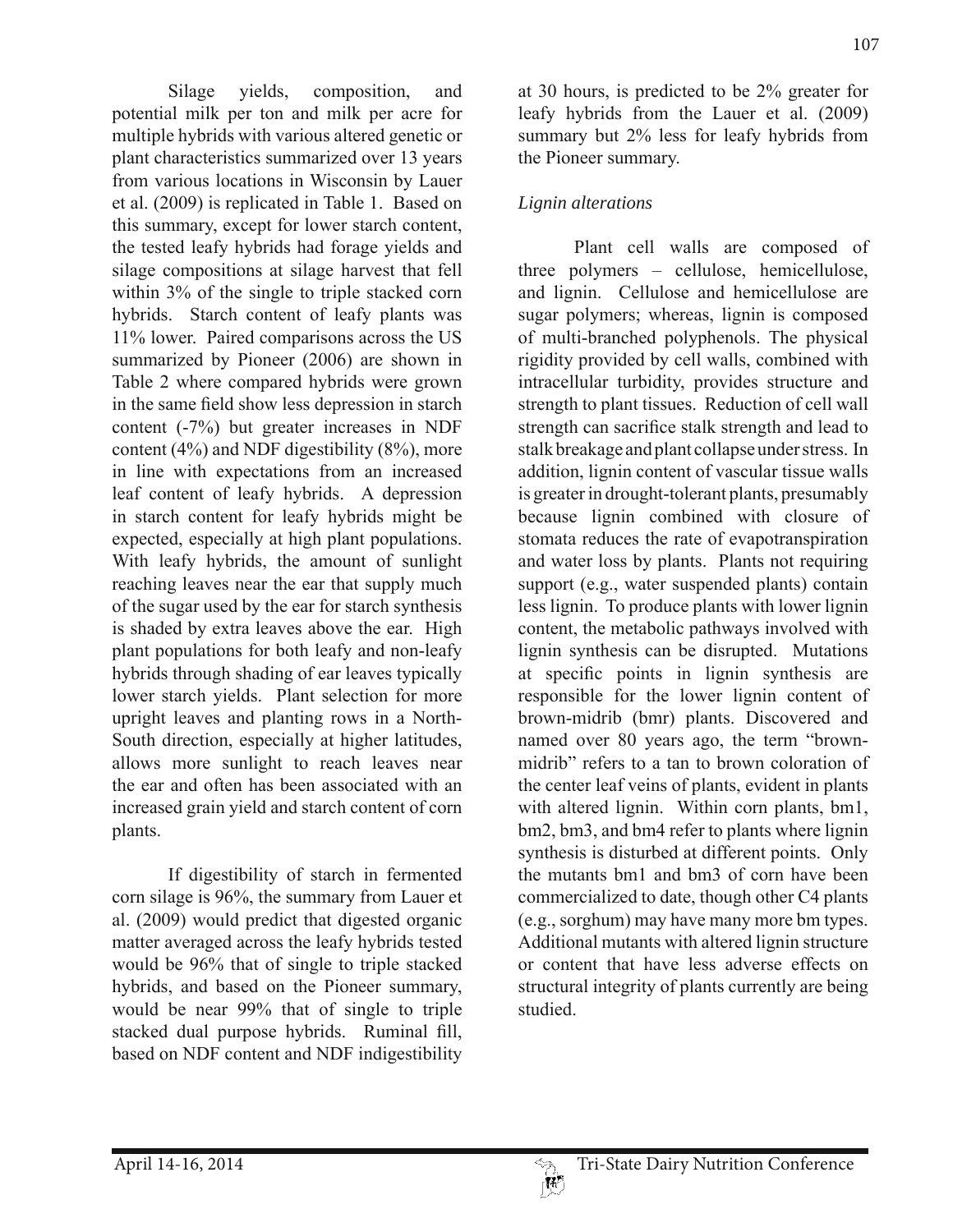Silage yields, composition, and potential milk per ton and milk per acre for multiple hybrids with various altered genetic or plant characteristics summarized over 13 years from various locations in Wisconsin by Lauer et al. (2009) is replicated in Table 1. Based on this summary, except for lower starch content, the tested leafy hybrids had forage yields and silage compositions at silage harvest that fell within 3% of the single to triple stacked corn hybrids. Starch content of leafy plants was 11% lower. Paired comparisons across the US summarized by Pioneer (2006) are shown in Table 2 where compared hybrids were grown in the same field show less depression in starch content (-7%) but greater increases in NDF content (4%) and NDF digestibility (8%), more in line with expectations from an increased leaf content of leafy hybrids. A depression in starch content for leafy hybrids might be expected, especially at high plant populations. With leafy hybrids, the amount of sunlight reaching leaves near the ear that supply much of the sugar used by the ear for starch synthesis is shaded by extra leaves above the ear. High plant populations for both leafy and non-leafy hybrids through shading of ear leaves typically lower starch yields. Plant selection for more upright leaves and planting rows in a North-South direction, especially at higher latitudes, allows more sunlight to reach leaves near the ear and often has been associated with an increased grain yield and starch content of corn plants.

If digestibility of starch in fermented corn silage is 96%, the summary from Lauer et al. (2009) would predict that digested organic matter averaged across the leafy hybrids tested would be 96% that of single to triple stacked hybrids, and based on the Pioneer summary, would be near 99% that of single to triple stacked dual purpose hybrids. Ruminal fill, based on NDF content and NDF indigestibility at 30 hours, is predicted to be 2% greater for leafy hybrids from the Lauer et al. (2009) summary but 2% less for leafy hybrids from the Pioneer summary.

*Lignin alterations*

Plant cell walls are composed of three polymers – cellulose, hemicellulose, and lignin. Cellulose and hemicellulose are sugar polymers; whereas, lignin is composed of multi-branched polyphenols. The physical rigidity provided by cell walls, combined with intracellular turbidity, provides structure and strength to plant tissues. Reduction of cell wall strength can sacrifice stalk strength and lead to stalk breakage and plant collapse under stress. In addition, lignin content of vascular tissue walls is greater in drought-tolerant plants, presumably because lignin combined with closure of stomata reduces the rate of evapotranspiration and water loss by plants. Plants not requiring support (e.g., water suspended plants) contain less lignin. To produce plants with lower lignin content, the metabolic pathways involved with lignin synthesis can be disrupted. Mutations at specific points in lignin synthesis are responsible for the lower lignin content of brown-midrib (bmr) plants. Discovered and named over 80 years ago, the term "brown-midrib" refers to a tan to brown coloration of the center leaf veins of plants, evident in plants with altered lignin. Within corn plants, bm1, bm2, bm3, and bm4 refer to plants where lignin synthesis is disturbed at different points. Only the mutants bm1 and bm3 of corn have been commercialized to date, though other C4 plants (e.g., sorghum) may have many more bm types. Additional mutants with altered lignin structure or content that have less adverse effects on structural integrity of plants currently are being studied.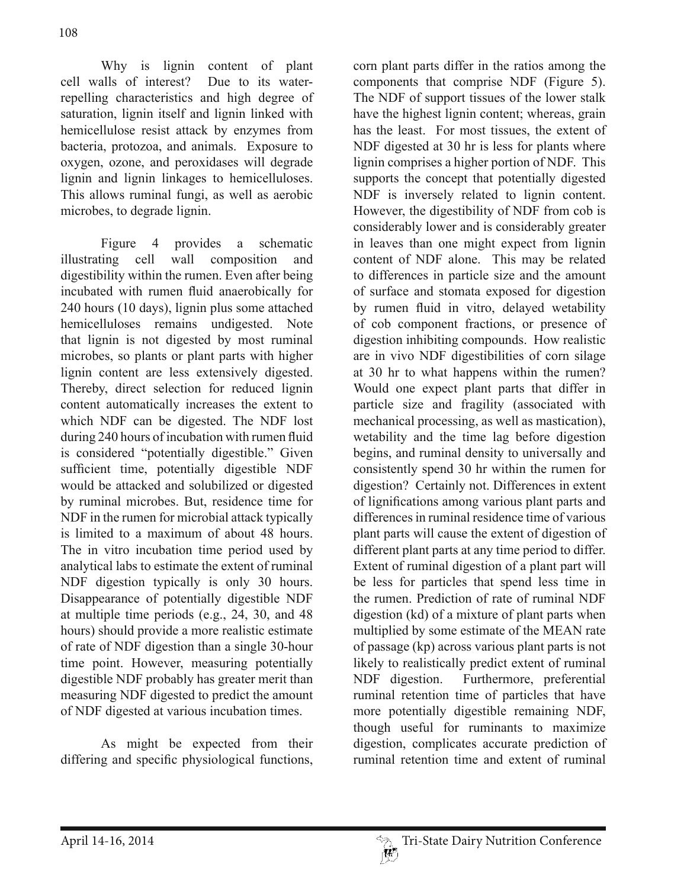Why is lignin content of plant cell walls of interest? Due to its water-repelling characteristics and high degree of saturation, lignin itself and lignin linked with hemicellulose resist attack by enzymes from bacteria, protozoa, and animals. Exposure to oxygen, ozone, and peroxidases will degrade lignin and lignin linkages to hemicelluloses. This allows ruminal fungi, as well as aerobic microbes, to degrade lignin.

Figure 4 provides a schematic illustrating cell wall composition and digestibility within the rumen. Even after being incubated with rumen fluid anaerobically for 240 hours (10 days), lignin plus some attached hemicelluloses remains undigested. Note that lignin is not digested by most ruminal microbes, so plants or plant parts with higher lignin content are less extensively digested. Thereby, direct selection for reduced lignin content automatically increases the extent to which NDF can be digested. The NDF lost during 240 hours of incubation with rumen fluid is considered "potentially digestible." Given sufficient time, potentially digestible NDF would be attacked and solubilized or digested by ruminal microbes. But, residence time for NDF in the rumen for microbial attack typically is limited to a maximum of about 48 hours. The in vitro incubation time period used by analytical labs to estimate the extent of ruminal NDF digestion typically is only 30 hours. Disappearance of potentially digestible NDF at multiple time periods (e.g., 24, 30, and 48 hours) should provide a more realistic estimate of rate of NDF digestion than a single 30-hour time point. However, measuring potentially digestible NDF probably has greater merit than measuring NDF digested to predict the amount of NDF digested at various incubation times.

As might be expected from their differing and specific physiological functions, corn plant parts differ in the ratios among the components that comprise NDF (Figure 5). The NDF of support tissues of the lower stalk have the highest lignin content; whereas, grain has the least. For most tissues, the extent of NDF digested at 30 hr is less for plants where lignin comprises a higher portion of NDF. This supports the concept that potentially digested NDF is inversely related to lignin content. However, the digestibility of NDF from cob is considerably lower and is considerably greater in leaves than one might expect from lignin content of NDF alone. This may be related to differences in particle size and the amount of surface and stomata exposed for digestion by rumen fluid in vitro, delayed wetability of cob component fractions, or presence of digestion inhibiting compounds. How realistic are in vivo NDF digestibilities of corn silage at 30 hr to what happens within the rumen? Would one expect plant parts that differ in particle size and fragility (associated with mechanical processing, as well as mastication), wetability and the time lag before digestion begins, and ruminal density to universally and consistently spend 30 hr within the rumen for digestion? Certainly not. Differences in extent of lignifications among various plant parts and differences in ruminal residence time of various plant parts will cause the extent of digestion of different plant parts at any time period to differ. Extent of ruminal digestion of a plant part will be less for particles that spend less time in the rumen. Prediction of rate of ruminal NDF digestion (kd) of a mixture of plant parts when multiplied by some estimate of the MEAN rate of passage (kp) across various plant parts is not likely to realistically predict extent of ruminal NDF digestion. Furthermore, preferential ruminal retention time of particles that have more potentially digestible remaining NDF, though useful for ruminants to maximize digestion, complicates accurate prediction of ruminal retention time and extent of ruminal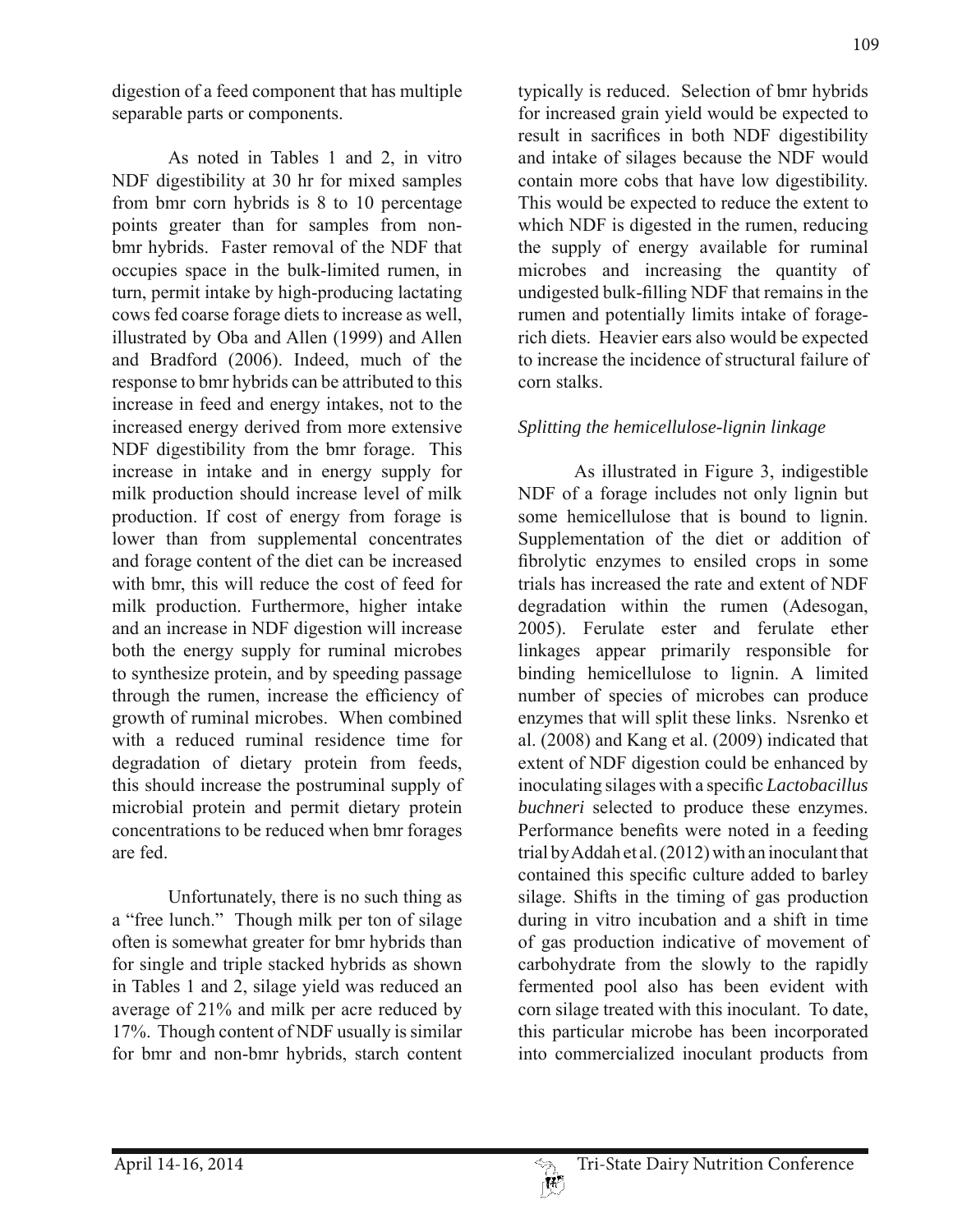digestion of a feed component that has multiple separable parts or components.

As noted in Tables 1 and 2, in vitro NDF digestibility at 30 hr for mixed samples from bmr corn hybrids is 8 to 10 percentage points greater than for samples from non-bmr hybrids. Faster removal of the NDF that occupies space in the bulk-limited rumen, in turn, permit intake by high-producing lactating cows fed coarse forage diets to increase as well, illustrated by Oba and Allen (1999) and Allen and Bradford (2006). Indeed, much of the response to bmr hybrids can be attributed to this increase in feed and energy intakes, not to the increased energy derived from more extensive NDF digestibility from the bmr forage. This increase in intake and in energy supply for milk production should increase level of milk production. If cost of energy from forage is lower than from supplemental concentrates and forage content of the diet can be increased with bmr, this will reduce the cost of feed for milk production. Furthermore, higher intake and an increase in NDF digestion will increase both the energy supply for ruminal microbes to synthesize protein, and by speeding passage through the rumen, increase the efficiency of growth of ruminal microbes. When combined with a reduced ruminal residence time for degradation of dietary protein from feeds, this should increase the postruminal supply of microbial protein and permit dietary protein concentrations to be reduced when bmr forages are fed.

Unfortunately, there is no such thing as a "free lunch." Though milk per ton of silage often is somewhat greater for bmr hybrids than for single and triple stacked hybrids as shown in Tables 1 and 2, silage yield was reduced an average of 21% and milk per acre reduced by 17%. Though content of NDF usually is similar for bmr and non-bmr hybrids, starch content typically is reduced. Selection of bmr hybrids for increased grain yield would be expected to result in sacrifices in both NDF digestibility and intake of silages because the NDF would contain more cobs that have low digestibility. This would be expected to reduce the extent to which NDF is digested in the rumen, reducing the supply of energy available for ruminal microbes and increasing the quantity of undigested bulk-filling NDF that remains in the rumen and potentially limits intake of forage-rich diets. Heavier ears also would be expected to increase the incidence of structural failure of corn stalks.

### *Splitting the hemicellulose-lignin linkage*

As illustrated in Figure 3, indigestible NDF of a forage includes not only lignin but some hemicellulose that is bound to lignin. Supplementation of the diet or addition of fibrolytic enzymes to ensiled crops in some trials has increased the rate and extent of NDF degradation within the rumen (Adesogan, 2005). Ferulate ester and ferulate ether linkages appear primarily responsible for binding hemicellulose to lignin. A limited number of species of microbes can produce enzymes that will split these links. Nsrenko et al. (2008) and Kang et al. (2009) indicated that extent of NDF digestion could be enhanced by inoculating silages with a specific *Lactobacillus buchneri* selected to produce these enzymes. Performance benefits were noted in a feeding trial by Addah et al. (2012) with an inoculant that contained this specific culture added to barley silage. Shifts in the timing of gas production during in vitro incubation and a shift in time of gas production indicative of movement of carbohydrate from the slowly to the rapidly fermented pool also has been evident with corn silage treated with this inoculant. To date, this particular microbe has been incorporated into commercialized inoculant products from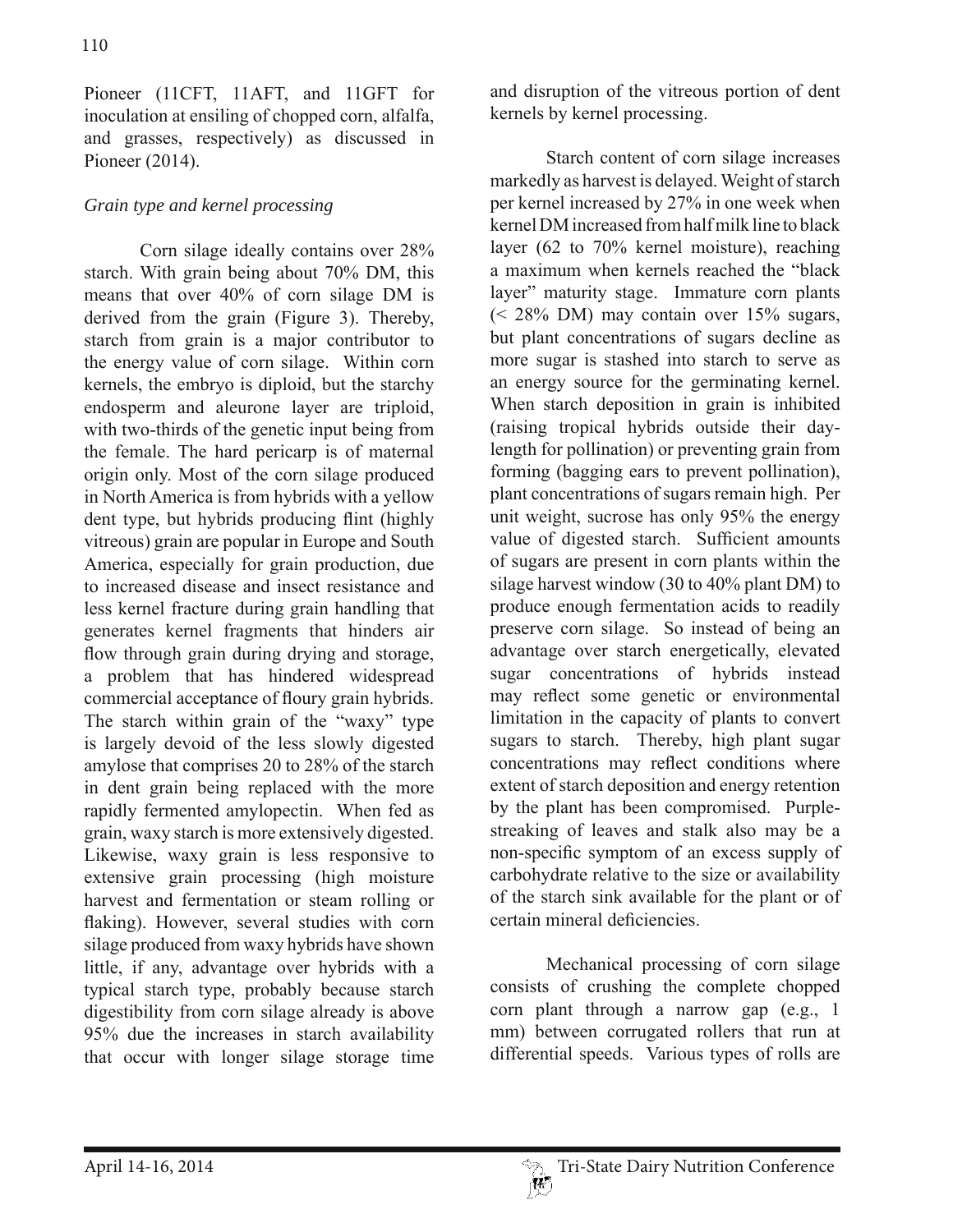Pioneer (11CFT, 11AFT, and 11GFT for inoculation at ensiling of chopped corn, alfalfa, and grasses, respectively) as discussed in Pioneer (2014).

### *Grain type and kernel processing*

Corn silage ideally contains over 28% starch. With grain being about 70% DM, this means that over 40% of corn silage DM is derived from the grain (Figure 3). Thereby, starch from grain is a major contributor to the energy value of corn silage. Within corn kernels, the embryo is diploid, but the starchy endosperm and aleurone layer are triploid, with two-thirds of the genetic input being from the female. The hard pericarp is of maternal origin only. Most of the corn silage produced in North America is from hybrids with a yellow dent type, but hybrids producing flint (highly vitreous) grain are popular in Europe and South America, especially for grain production, due to increased disease and insect resistance and less kernel fracture during grain handling that generates kernel fragments that hinders air flow through grain during drying and storage, a problem that has hindered widespread commercial acceptance of floury grain hybrids. The starch within grain of the "waxy" type is largely devoid of the less slowly digested amylose that comprises 20 to 28% of the starch in dent grain being replaced with the more rapidly fermented amylopectin. When fed as grain, waxy starch is more extensively digested. Likewise, waxy grain is less responsive to extensive grain processing (high moisture harvest and fermentation or steam rolling or flaking). However, several studies with corn silage produced from waxy hybrids have shown little, if any, advantage over hybrids with a typical starch type, probably because starch digestibility from corn silage already is above 95% due the increases in starch availability that occur with longer silage storage time and disruption of the vitreous portion of dent kernels by kernel processing.

Starch content of corn silage increases markedly as harvest is delayed. Weight of starch per kernel increased by 27% in one week when kernel DM increased from half milk line to black layer (62 to 70% kernel moisture), reaching a maximum when kernels reached the "black layer" maturity stage. Immature corn plants (< 28% DM) may contain over 15% sugars, but plant concentrations of sugars decline as more sugar is stashed into starch to serve as an energy source for the germinating kernel. When starch deposition in grain is inhibited (raising tropical hybrids outside their day-length for pollination) or preventing grain from forming (bagging ears to prevent pollination), plant concentrations of sugars remain high. Per unit weight, sucrose has only 95% the energy value of digested starch. Sufficient amounts of sugars are present in corn plants within the silage harvest window (30 to 40% plant DM) to produce enough fermentation acids to readily preserve corn silage. So instead of being an advantage over starch energetically, elevated sugar concentrations of hybrids instead may reflect some genetic or environmental limitation in the capacity of plants to convert sugars to starch. Thereby, high plant sugar concentrations may reflect conditions where extent of starch deposition and energy retention by the plant has been compromised. Purple-streaking of leaves and stalk also may be a non-specific symptom of an excess supply of carbohydrate relative to the size or availability of the starch sink available for the plant or of certain mineral deficiencies.

Mechanical processing of corn silage consists of crushing the complete chopped corn plant through a narrow gap (e.g., 1 mm) between corrugated rollers that run at differential speeds. Various types of rolls are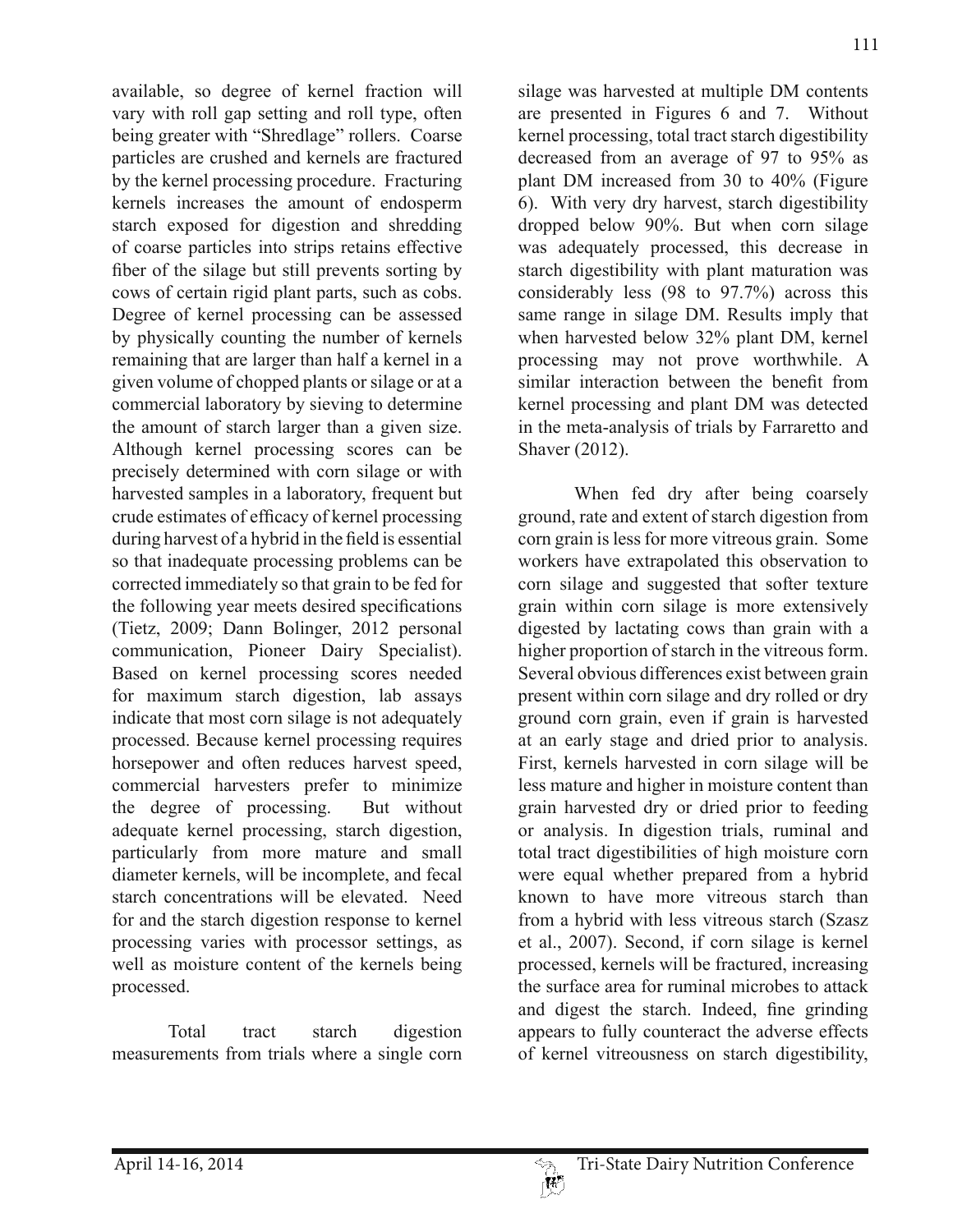available, so degree of kernel fraction will vary with roll gap setting and roll type, often being greater with "Shredlage" rollers. Coarse particles are crushed and kernels are fractured by the kernel processing procedure. Fracturing kernels increases the amount of endosperm starch exposed for digestion and shredding of coarse particles into strips retains effective fiber of the silage but still prevents sorting by cows of certain rigid plant parts, such as cobs. Degree of kernel processing can be assessed by physically counting the number of kernels remaining that are larger than half a kernel in a given volume of chopped plants or silage or at a commercial laboratory by sieving to determine the amount of starch larger than a given size. Although kernel processing scores can be precisely determined with corn silage or with harvested samples in a laboratory, frequent but crude estimates of efficacy of kernel processing during harvest of a hybrid in the field is essential so that inadequate processing problems can be corrected immediately so that grain to be fed for the following year meets desired specifications (Tietz, 2009; Dann Bolinger, 2012 personal communication, Pioneer Dairy Specialist). Based on kernel processing scores needed for maximum starch digestion, lab assays indicate that most corn silage is not adequately processed. Because kernel processing requires horsepower and often reduces harvest speed, commercial harvesters prefer to minimize the degree of processing. But without adequate kernel processing, starch digestion, particularly from more mature and small diameter kernels, will be incomplete, and fecal starch concentrations will be elevated. Need for and the starch digestion response to kernel processing varies with processor settings, as well as moisture content of the kernels being processed.

Total tract starch digestion measurements from trials where a single corn silage was harvested at multiple DM contents are presented in Figures 6 and 7. Without kernel processing, total tract starch digestibility decreased from an average of 97 to 95% as plant DM increased from 30 to 40% (Figure 6). With very dry harvest, starch digestibility dropped below 90%. But when corn silage was adequately processed, this decrease in starch digestibility with plant maturation was considerably less (98 to 97.7%) across this same range in silage DM. Results imply that when harvested below 32% plant DM, kernel processing may not prove worthwhile. A similar interaction between the benefit from kernel processing and plant DM was detected in the meta-analysis of trials by Farraretto and Shaver (2012).

When fed dry after being coarsely ground, rate and extent of starch digestion from corn grain is less for more vitreous grain. Some workers have extrapolated this observation to corn silage and suggested that softer texture grain within corn silage is more extensively digested by lactating cows than grain with a higher proportion of starch in the vitreous form. Several obvious differences exist between grain present within corn silage and dry rolled or dry ground corn grain, even if grain is harvested at an early stage and dried prior to analysis. First, kernels harvested in corn silage will be less mature and higher in moisture content than grain harvested dry or dried prior to feeding or analysis. In digestion trials, ruminal and total tract digestibilities of high moisture corn were equal whether prepared from a hybrid known to have more vitreous starch than from a hybrid with less vitreous starch (Szasz et al., 2007). Second, if corn silage is kernel processed, kernels will be fractured, increasing the surface area for ruminal microbes to attack and digest the starch. Indeed, fine grinding appears to fully counteract the adverse effects of kernel vitreousness on starch digestibility,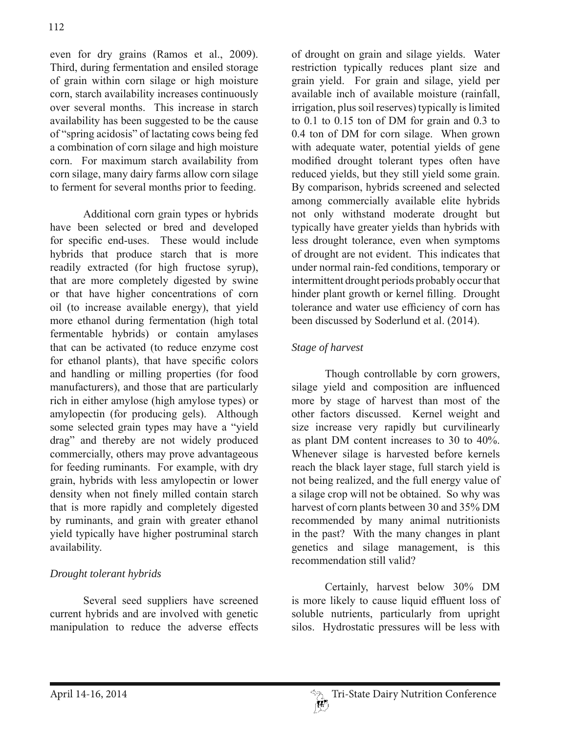even for dry grains (Ramos et al., 2009). Third, during fermentation and ensiled storage of grain within corn silage or high moisture corn, starch availability increases continuously over several months. This increase in starch availability has been suggested to be the cause of "spring acidosis" of lactating cows being fed a combination of corn silage and high moisture corn. For maximum starch availability from corn silage, many dairy farms allow corn silage to ferment for several months prior to feeding.

Additional corn grain types or hybrids have been selected or bred and developed for specific end-uses. These would include hybrids that produce starch that is more readily extracted (for high fructose syrup), that are more completely digested by swine or that have higher concentrations of corn oil (to increase available energy), that yield more ethanol during fermentation (high total fermentable hybrids) or contain amylases that can be activated (to reduce enzyme cost for ethanol plants), that have specific colors and handling or milling properties (for food manufacturers), and those that are particularly rich in either amylose (high amylose types) or amylopectin (for producing gels). Although some selected grain types may have a "yield drag" and thereby are not widely produced commercially, others may prove advantageous for feeding ruminants. For example, with dry grain, hybrids with less amylopectin or lower density when not finely milled contain starch that is more rapidly and completely digested by ruminants, and grain with greater ethanol yield typically have higher postruminal starch availability.

*Drought tolerant hybrids*

Several seed suppliers have screened current hybrids and are involved with genetic manipulation to reduce the adverse effects of drought on grain and silage yields. Water restriction typically reduces plant size and grain yield. For grain and silage, yield per available inch of available moisture (rainfall, irrigation, plus soil reserves) typically is limited to 0.1 to 0.15 ton of DM for grain and 0.3 to 0.4 ton of DM for corn silage. When grown with adequate water, potential yields of gene modified drought tolerant types often have reduced yields, but they still yield some grain. By comparison, hybrids screened and selected among commercially available elite hybrids not only withstand moderate drought but typically have greater yields than hybrids with less drought tolerance, even when symptoms of drought are not evident. This indicates that under normal rain-fed conditions, temporary or intermittent drought periods probably occur that hinder plant growth or kernel filling. Drought tolerance and water use efficiency of corn has been discussed by Soderlund et al. (2014).

*Stage of harvest*

Though controllable by corn growers, silage yield and composition are influenced more by stage of harvest than most of the other factors discussed. Kernel weight and size increase very rapidly but curvilinearly as plant DM content increases to 30 to 40%. Whenever silage is harvested before kernels reach the black layer stage, full starch yield is not being realized, and the full energy value of a silage crop will not be obtained. So why was harvest of corn plants between 30 and 35% DM recommended by many animal nutritionists in the past? With the many changes in plant genetics and silage management, is this recommendation still valid?

Certainly, harvest below 30% DM is more likely to cause liquid effluent loss of soluble nutrients, particularly from upright silos. Hydrostatic pressures will be less with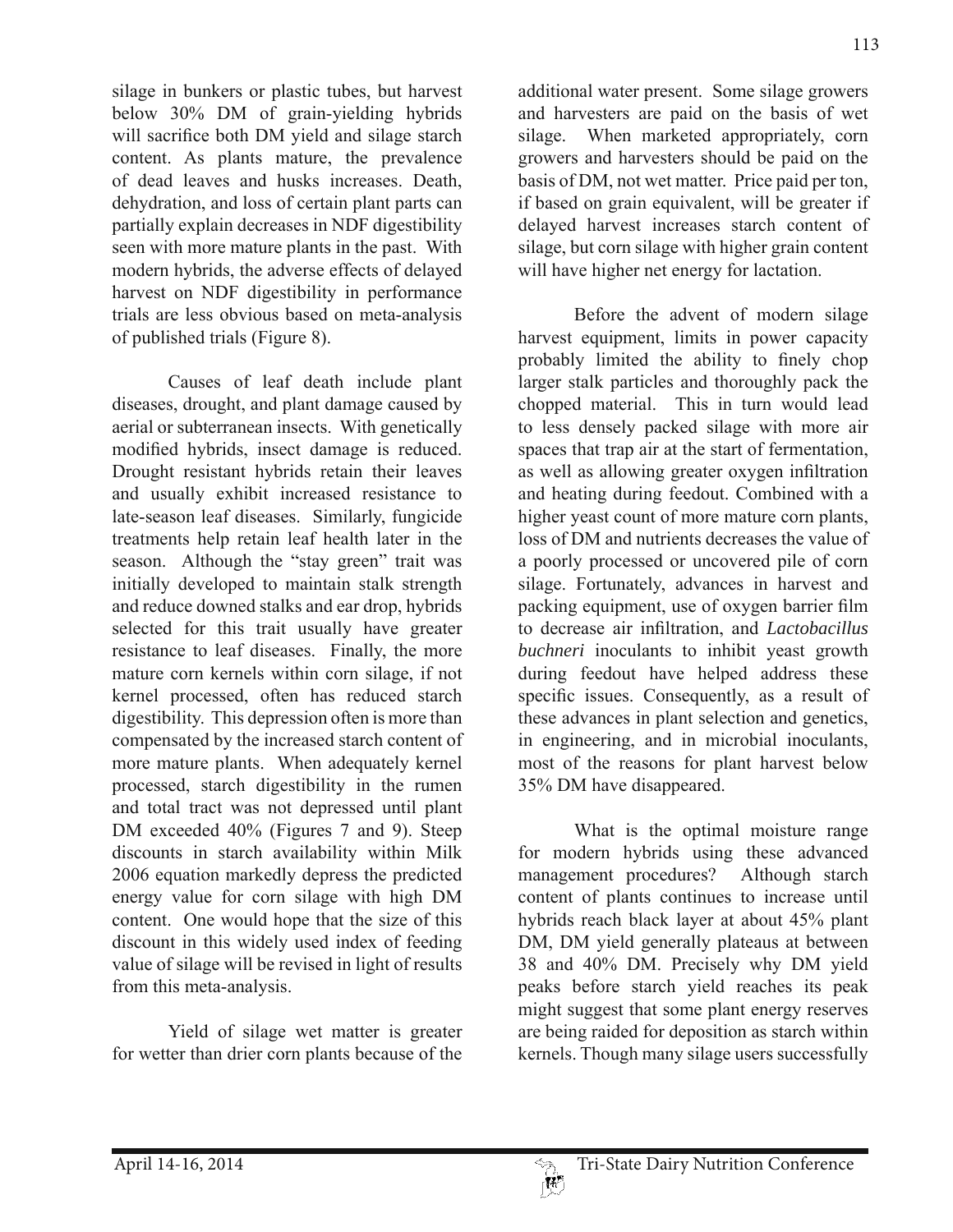silage in bunkers or plastic tubes, but harvest below 30% DM of grain-yielding hybrids will sacrifice both DM yield and silage starch content. As plants mature, the prevalence of dead leaves and husks increases. Death, dehydration, and loss of certain plant parts can partially explain decreases in NDF digestibility seen with more mature plants in the past. With modern hybrids, the adverse effects of delayed harvest on NDF digestibility in performance trials are less obvious based on meta-analysis of published trials (Figure 8).

Causes of leaf death include plant diseases, drought, and plant damage caused by aerial or subterranean insects. With genetically modified hybrids, insect damage is reduced. Drought resistant hybrids retain their leaves and usually exhibit increased resistance to late-season leaf diseases. Similarly, fungicide treatments help retain leaf health later in the season. Although the "stay green" trait was initially developed to maintain stalk strength and reduce downed stalks and ear drop, hybrids selected for this trait usually have greater resistance to leaf diseases. Finally, the more mature corn kernels within corn silage, if not kernel processed, often has reduced starch digestibility. This depression often is more than compensated by the increased starch content of more mature plants. When adequately kernel processed, starch digestibility in the rumen and total tract was not depressed until plant DM exceeded 40% (Figures 7 and 9). Steep discounts in starch availability within Milk 2006 equation markedly depress the predicted energy value for corn silage with high DM content. One would hope that the size of this discount in this widely used index of feeding value of silage will be revised in light of results from this meta-analysis.

Yield of silage wet matter is greater for wetter than drier corn plants because of the additional water present. Some silage growers and harvesters are paid on the basis of wet silage. When marketed appropriately, corn growers and harvesters should be paid on the basis of DM, not wet matter. Price paid per ton, if based on grain equivalent, will be greater if delayed harvest increases starch content of silage, but corn silage with higher grain content will have higher net energy for lactation.

Before the advent of modern silage harvest equipment, limits in power capacity probably limited the ability to finely chop larger stalk particles and thoroughly pack the chopped material. This in turn would lead to less densely packed silage with more air spaces that trap air at the start of fermentation, as well as allowing greater oxygen infiltration and heating during feedout. Combined with a higher yeast count of more mature corn plants, loss of DM and nutrients decreases the value of a poorly processed or uncovered pile of corn silage. Fortunately, advances in harvest and packing equipment, use of oxygen barrier film to decrease air infiltration, and *Lactobacillus buchneri* inoculants to inhibit yeast growth during feedout have helped address these specific issues. Consequently, as a result of these advances in plant selection and genetics, in engineering, and in microbial inoculants, most of the reasons for plant harvest below 35% DM have disappeared.

What is the optimal moisture range for modern hybrids using these advanced management procedures? Although starch content of plants continues to increase until hybrids reach black layer at about 45% plant DM, DM yield generally plateaus at between 38 and 40% DM. Precisely why DM yield peaks before starch yield reaches its peak might suggest that some plant energy reserves are being raided for deposition as starch within kernels. Though many silage users successfully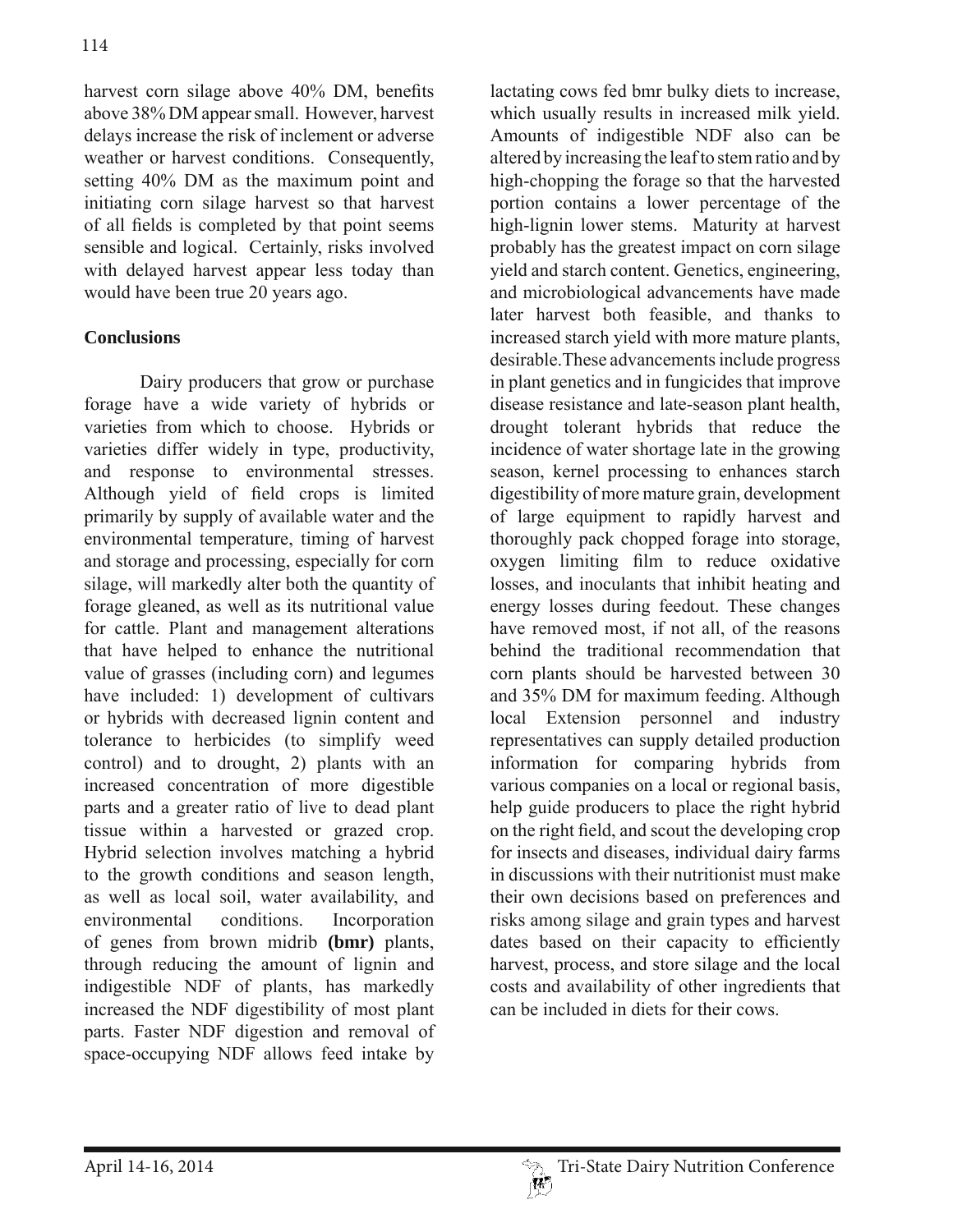harvest corn silage above 40% DM, benefits above 38% DM appear small. However, harvest delays increase the risk of inclement or adverse weather or harvest conditions. Consequently, setting 40% DM as the maximum point and initiating corn silage harvest so that harvest of all fields is completed by that point seems sensible and logical. Certainly, risks involved with delayed harvest appear less today than would have been true 20 years ago.

## Conclusions

Dairy producers that grow or purchase forage have a wide variety of hybrids or varieties from which to choose. Hybrids or varieties differ widely in type, productivity, and response to environmental stresses. Although yield of field crops is limited primarily by supply of available water and the environmental temperature, timing of harvest and storage and processing, especially for corn silage, will markedly alter both the quantity of forage gleaned, as well as its nutritional value for cattle. Plant and management alterations that have helped to enhance the nutritional value of grasses (including corn) and legumes have included: 1) development of cultivars or hybrids with decreased lignin content and tolerance to herbicides (to simplify weed control) and to drought, 2) plants with an increased concentration of more digestible parts and a greater ratio of live to dead plant tissue within a harvested or grazed crop. Hybrid selection involves matching a hybrid to the growth conditions and season length, as well as local soil, water availability, and environmental conditions. Incorporation of genes from brown midrib **(bmr)** plants, through reducing the amount of lignin and indigestible NDF of plants, has markedly increased the NDF digestibility of most plant parts. Faster NDF digestion and removal of space-occupying NDF allows feed intake by lactating cows fed bmr bulky diets to increase, which usually results in increased milk yield. Amounts of indigestible NDF also can be altered by increasing the leaf to stem ratio and by high-chopping the forage so that the harvested portion contains a lower percentage of the high-lignin lower stems. Maturity at harvest probably has the greatest impact on corn silage yield and starch content. Genetics, engineering, and microbiological advancements have made later harvest both feasible, and thanks to increased starch yield with more mature plants, desirable.These advancements include progress in plant genetics and in fungicides that improve disease resistance and late-season plant health, drought tolerant hybrids that reduce the incidence of water shortage late in the growing season, kernel processing to enhances starch digestibility of more mature grain, development of large equipment to rapidly harvest and thoroughly pack chopped forage into storage, oxygen limiting film to reduce oxidative losses, and inoculants that inhibit heating and energy losses during feedout. These changes have removed most, if not all, of the reasons behind the traditional recommendation that corn plants should be harvested between 30 and 35% DM for maximum feeding. Although local Extension personnel and industry representatives can supply detailed production information for comparing hybrids from various companies on a local or regional basis, help guide producers to place the right hybrid on the right field, and scout the developing crop for insects and diseases, individual dairy farms in discussions with their nutritionist must make their own decisions based on preferences and risks among silage and grain types and harvest dates based on their capacity to efficiently harvest, process, and store silage and the local costs and availability of other ingredients that can be included in diets for their cows.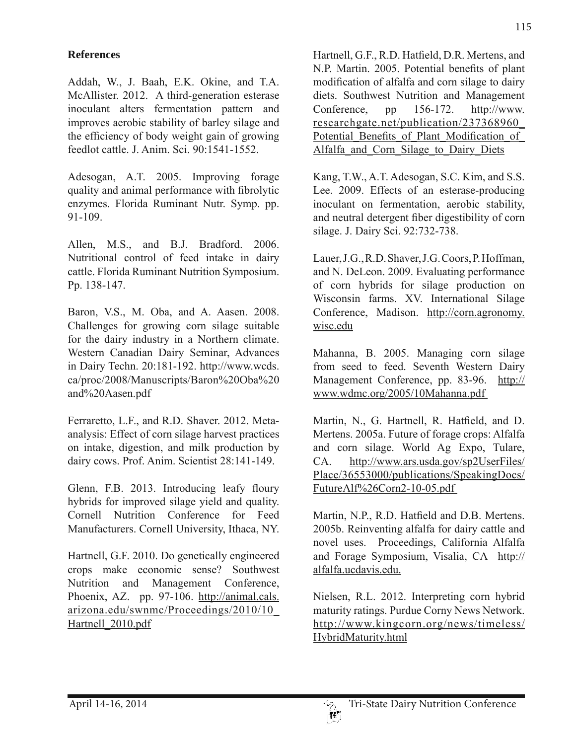## References

Addah, W., J. Baah, E.K. Okine, and T.A. McAllister. 2012. A third-generation esterase inoculant alters fermentation pattern and improves aerobic stability of barley silage and the efficiency of body weight gain of growing feedlot cattle. J. Anim. Sci. 90:1541-1552.

Adesogan, A.T. 2005. Improving forage quality and animal performance with fibrolytic enzymes. Florida Ruminant Nutr. Symp. pp. 91-109.

Allen, M.S., and B.J. Bradford. 2006. Nutritional control of feed intake in dairy cattle. Florida Ruminant Nutrition Symposium. Pp. 138-147.

Baron, V.S., M. Oba, and A. Aasen. 2008. Challenges for growing corn silage suitable for the dairy industry in a Northern climate. Western Canadian Dairy Seminar, Advances in Dairy Techn. 20:181-192. http://www.wcds.ca/proc/2008/Manuscripts/Baron%20Oba%20and%20Aasen.pdf

Ferraretto, L.F., and R.D. Shaver. 2012. Meta-analysis: Effect of corn silage harvest practices on intake, digestion, and milk production by dairy cows. Prof. Anim. Scientist 28:141-149.

Glenn, F.B. 2013. Introducing leafy floury hybrids for improved silage yield and quality. Cornell Nutrition Conference for Feed Manufacturers. Cornell University, Ithaca, NY.

Hartnell, G.F. 2010. Do genetically engineered crops make economic sense? Southwest Nutrition and Management Conference, Phoenix, AZ. pp. 97-106. http://animal.cals.arizona.edu/swnmc/Proceedings/2010/10_Hartnell_2010.pdf

Hartnell, G.F., R.D. Hatfield, D.R. Mertens, and N.P. Martin. 2005. Potential benefits of plant modification of alfalfa and corn silage to dairy diets. Southwest Nutrition and Management Conference, pp 156-172. http://www.researchgate.net/publication/237368960_Potential_Benefits_of_Plant_Modification_of_Alfalfa_and_Corn_Silage_to_Dairy_Diets

Kang, T.W., A.T. Adesogan, S.C. Kim, and S.S. Lee. 2009. Effects of an esterase-producing inoculant on fermentation, aerobic stability, and neutral detergent fiber digestibility of corn silage. J. Dairy Sci. 92:732-738.

Lauer, J.G., R.D. Shaver, J.G. Coors, P. Hoffman, and N. DeLeon. 2009. Evaluating performance of corn hybrids for silage production on Wisconsin farms. XV. International Silage Conference, Madison. http://corn.agronomy.wisc.edu

Mahanna, B. 2005. Managing corn silage from seed to feed. Seventh Western Dairy Management Conference, pp. 83-96. http://www.wdmc.org/2005/10Mahanna.pdf

Martin, N., G. Hartnell, R. Hatfield, and D. Mertens. 2005a. Future of forage crops: Alfalfa and corn silage. World Ag Expo, Tulare, CA. http://www.ars.usda.gov/sp2UserFiles/Place/36553000/publications/SpeakingDocs/FutureAlf%26Corn2-10-05.pdf

Martin, N.P., R.D. Hatfield and D.B. Mertens. 2005b. Reinventing alfalfa for dairy cattle and novel uses. Proceedings, California Alfalfa and Forage Symposium, Visalia, CA http://alfalfa.ucdavis.edu.

Nielsen, R.L. 2012. Interpreting corn hybrid maturity ratings. Purdue Corny News Network. http://www.kingcorn.org/news/timeless/HybridMaturity.html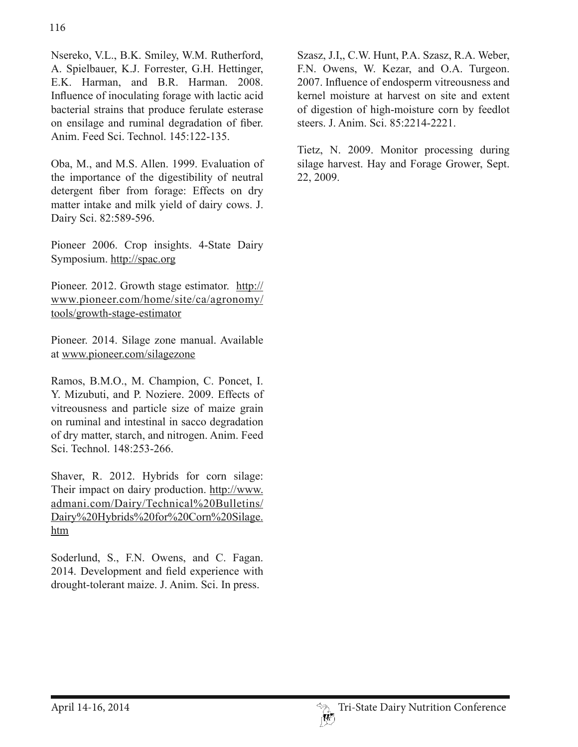Nsereko, V.L., B.K. Smiley, W.M. Rutherford, A. Spielbauer, K.J. Forrester, G.H. Hettinger, E.K. Harman, and B.R. Harman. 2008. Influence of inoculating forage with lactic acid bacterial strains that produce ferulate esterase on ensilage and ruminal degradation of fiber. Anim. Feed Sci. Technol. 145:122-135.

Oba, M., and M.S. Allen. 1999. Evaluation of the importance of the digestibility of neutral detergent fiber from forage: Effects on dry matter intake and milk yield of dairy cows. J. Dairy Sci. 82:589-596.

Pioneer 2006. Crop insights. 4-State Dairy Symposium. http://spac.org

Pioneer. 2012. Growth stage estimator. http://www.pioneer.com/home/site/ca/agronomy/tools/growth-stage-estimator

Pioneer. 2014. Silage zone manual. Available at www.pioneer.com/silagezone

Ramos, B.M.O., M. Champion, C. Poncet, I. Y. Mizubuti, and P. Noziere. 2009. Effects of vitreousness and particle size of maize grain on ruminal and intestinal in sacco degradation of dry matter, starch, and nitrogen. Anim. Feed Sci. Technol. 148:253-266.

Shaver, R. 2012. Hybrids for corn silage: Their impact on dairy production. http://www.admani.com/Dairy/Technical%20Bulletins/Dairy%20Hybrids%20for%20Corn%20Silage.htm

Soderlund, S., F.N. Owens, and C. Fagan. 2014. Development and field experience with drought-tolerant maize. J. Anim. Sci. In press.

Szasz, J.I,, C.W. Hunt, P.A. Szasz, R.A. Weber, F.N. Owens, W. Kezar, and O.A. Turgeon. 2007. Influence of endosperm vitreousness and kernel moisture at harvest on site and extent of digestion of high-moisture corn by feedlot steers. J. Anim. Sci. 85:2214-2221.

Tietz, N. 2009. Monitor processing during silage harvest. Hay and Forage Grower, Sept. 22, 2009.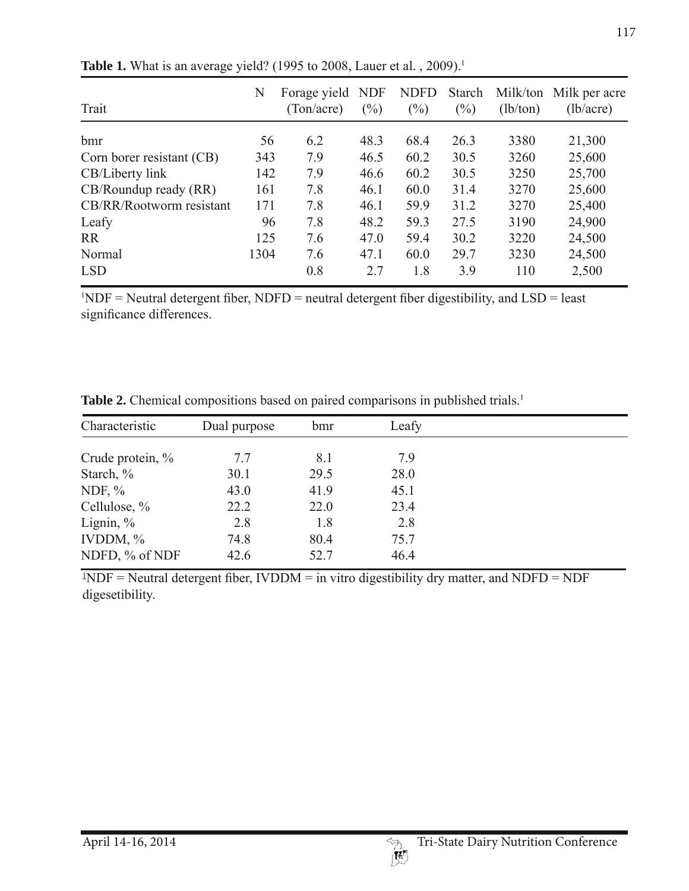**Table 1.** What is an average yield? (1995 to 2008, Lauer et al. , 2009).[1]

| Trait | N | Forage yield (Ton/acre) | NDF (%) | NDFD (%) | Starch (%) | Milk/ton (lb/ton) | Milk per acre (lb/acre) |
|---|---|---|---|---|---|---|---|
| bmr | 56 | 6.2 | 48.3 | 68.4 | 26.3 | 3380 | 21,300 |
| Corn borer resistant (CB) | 343 | 7.9 | 46.5 | 60.2 | 30.5 | 3260 | 25,600 |
| CB/Liberty link | 142 | 7.9 | 46.6 | 60.2 | 30.5 | 3250 | 25,700 |
| CB/Roundup ready (RR) | 161 | 7.8 | 46.1 | 60.0 | 31.4 | 3270 | 25,600 |
| CB/RR/Rootworm resistant | 171 | 7.8 | 46.1 | 59.9 | 31.2 | 3270 | 25,400 |
| Leafy | 96 | 7.8 | 48.2 | 59.3 | 27.5 | 3190 | 24,900 |
| RR | 125 | 7.6 | 47.0 | 59.4 | 30.2 | 3220 | 24,500 |
| Normal | 1304 | 7.6 | 47.1 | 60.0 | 29.7 | 3230 | 24,500 |
| LSD | | 0.8 | 2.7 | 1.8 | 3.9 | 110 | 2,500 |

[1]NDF = Neutral detergent fiber, NDFD = neutral detergent fiber digestibility, and LSD = least significance differences.

**Table 2.** Chemical compositions based on paired comparisons in published trials.[1]

| Characteristic | Dual purpose | bmr | Leafy |
|---|---|---|---|
| Crude protein, % | 7.7 | 8.1 | 7.9 |
| Starch, % | 30.1 | 29.5 | 28.0 |
| NDF, % | 43.0 | 41.9 | 45.1 |
| Cellulose, % | 22.2 | 22.0 | 23.4 |
| Lignin, % | 2.8 | 1.8 | 2.8 |
| IVDDM, % | 74.8 | 80.4 | 75.7 |
| NDFD, % of NDF | 42.6 | 52.7 | 46.4 |

[1]NDF = Neutral detergent fiber, IVDDM = in vitro digestibility dry matter, and NDFD = NDF digesetibility.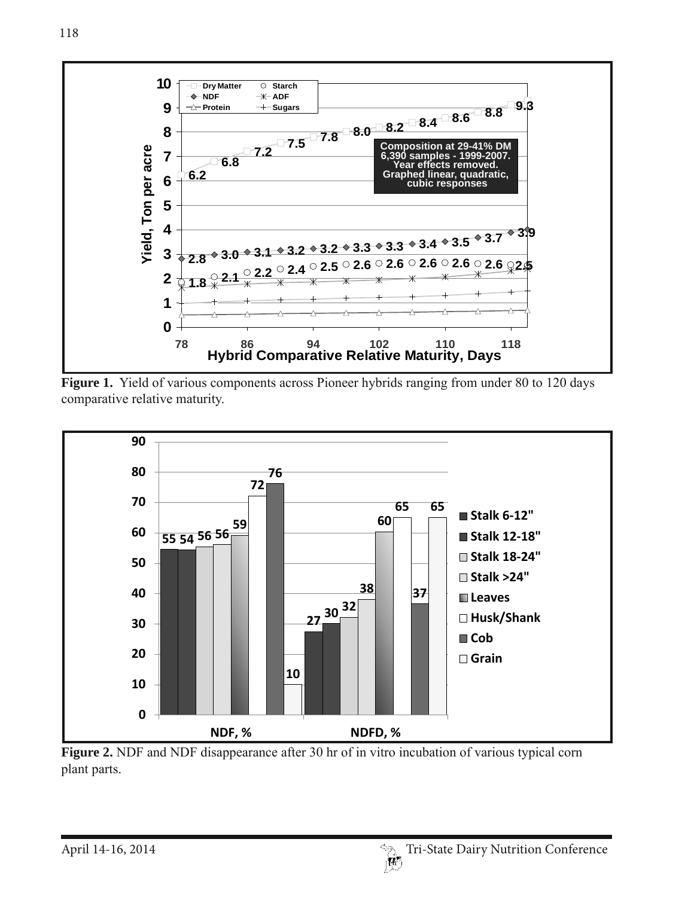10
9
8
7
6
5
4
3
2
1
0

Yield, Ton per acre

Dry Matter
NDF
Protein
Starch
ADF
Sugars

6.2
6.8
7.2
7.5
7.8
8.0
8.2
8.4
8.6
8.8
9.3

Composition at 29-41% DM
6,390 samples - 1999-2007.
Year effects removed.
Graphed linear, quadratic, cubic responses

2.8
3.0
3.1
3.2
3.2
3.3
3.3
3.4
3.5
3.7
3.9

1.8
2.1
2.2
2.4
2.5
2.6
2.6
2.6
2.6
2.6
2.5

78
86
94
102
110
118

Hybrid Comparative Relative Maturity, Days

**Figure 1.** Yield of various components across Pioneer hybrids ranging from under 80 to 120 days comparative relative maturity.

90
80
70
60
50
40
30
20
10
0

55 54 56 56 59 72 76 10

27 30 32 38 60 65 37 65

NDF, %
NDFD, %

Stalk 6-12"
Stalk 12-18"
Stalk 18-24"
Stalk >24"
Leaves
Husk/Shank
Cob
Grain

**Figure 2.** NDF and NDF disappearance after 30 hr of in vitro incubation of various typical corn plant parts.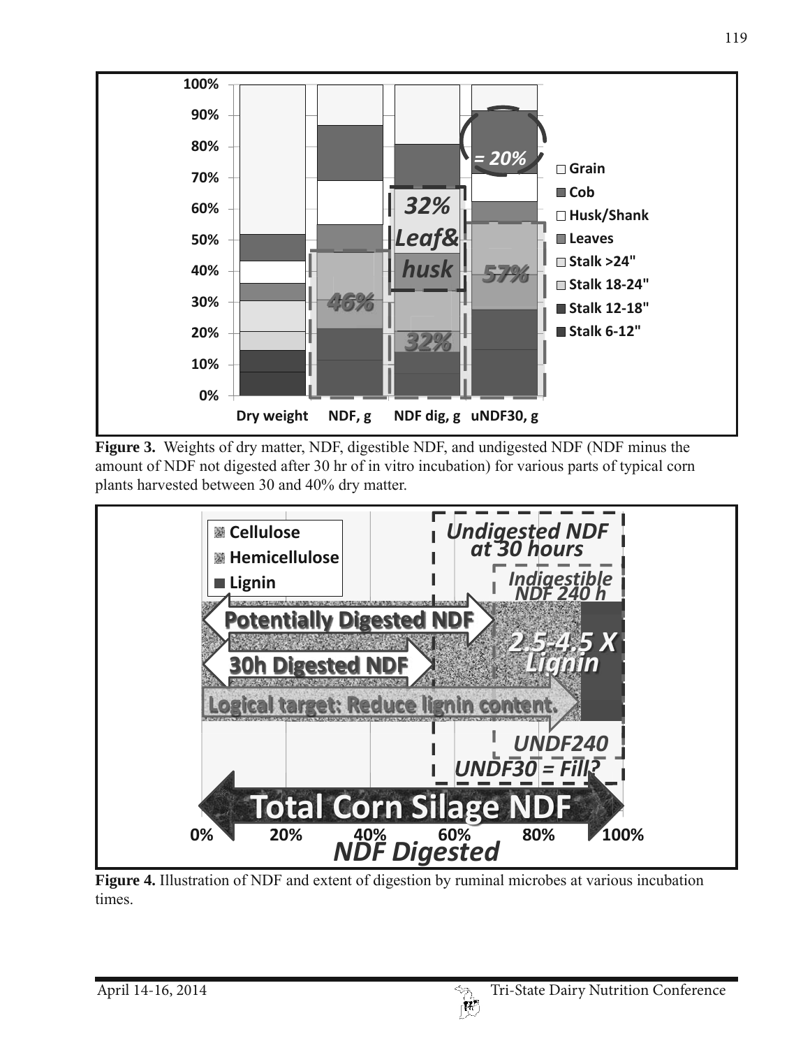100%
90%
80%
70%
60%
50%
40%
30%
20%
10%
0%

Dry weight
NDF, g
NDF dig, g
uNDF30, g

= 20%
32%
Leaf&
husk
46%
32%
57%

Grain
Cob
Husk/Shank
Leaves
Stalk >24"
Stalk 18-24"
Stalk 12-18"
Stalk 6-12"

**Figure 3.** Weights of dry matter, NDF, digestible NDF, and undigested NDF (NDF minus the amount of NDF not digested after 30 hr of in vitro incubation) for various parts of typical corn plants harvested between 30 and 40% dry matter.

Cellulose
Hemicellulose
Lignin

Undigested NDF at 30 hours
Indigestible NDF 240 h
Potentially Digested NDF
30h Digested NDF
2.5-4.5 X Lignin
Logical target: Reduce lignin content.
UNDF240
UNDF30 = Fill?
Total Corn Silage NDF
0%
20%
40%
60%
80%
100%
NDF Digested

**Figure 4.** Illustration of NDF and extent of digestion by ruminal microbes at various incubation times.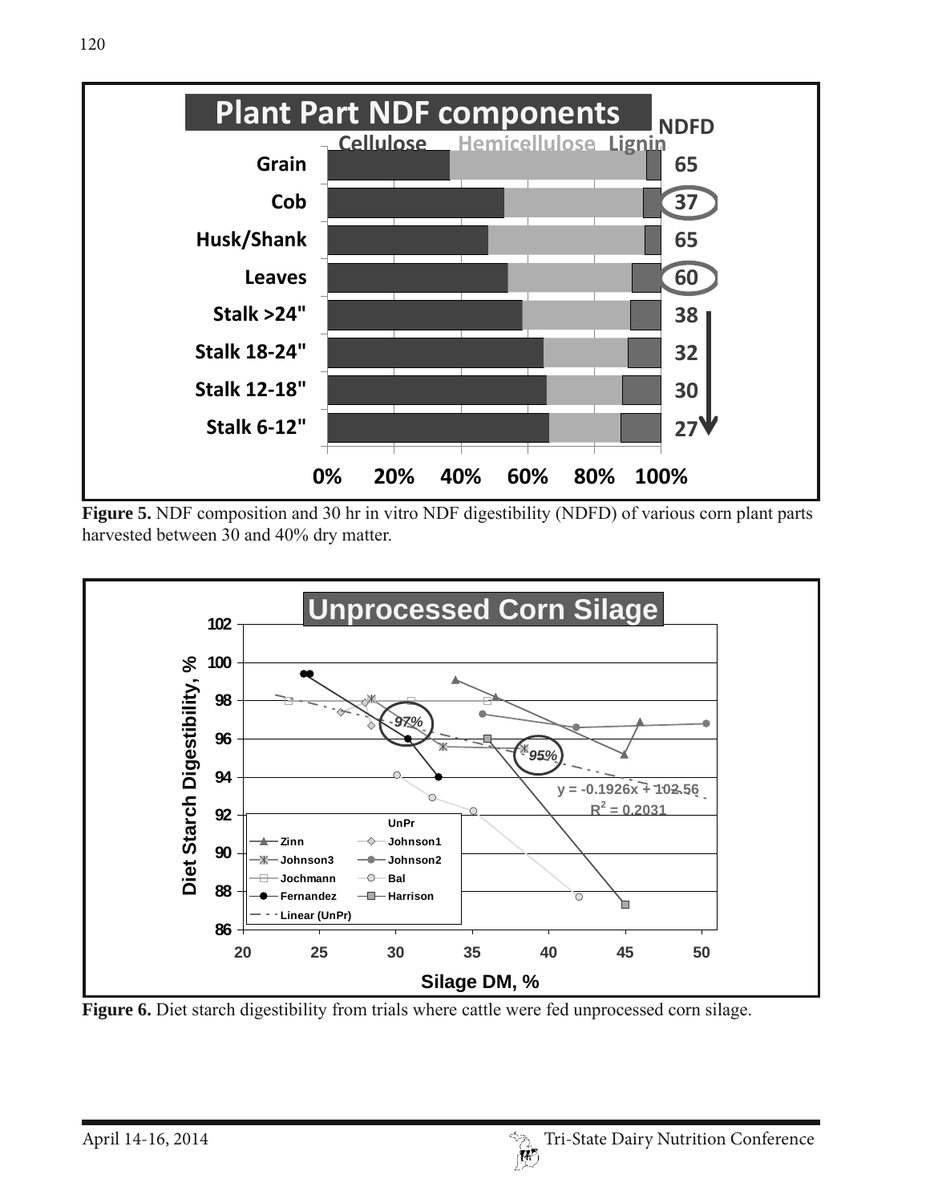Plant Part NDF components

Cellulose Hemicellulose Lignin NDFD

Grain 65

Cob 37

Husk/Shank 65

Leaves 60

Stalk >24" 38

Stalk 18-24" 32

Stalk 12-18" 30

Stalk 6-12" 27

0% 20% 40% 60% 80% 100%

**Figure 5.** NDF composition and 30 hr in vitro NDF digestibility (NDFD) of various corn plant parts harvested between 30 and 40% dry matter.

Unprocessed Corn Silage

Diet Starch Digestibility, %

102
100
98
96
94
92
90
88
86

20 25 30 35 40 45 50

Silage DM, %

97%

95%

$y = -0.1926x + 102.56$

$R^2 = 0.2031$

UnPr

Zinn
Johnson1
Johnson3
Johnson2
Jochmann
Bal
Fernandez
Harrison
Linear (UnPr)

**Figure 6.** Diet starch digestibility from trials where cattle were fed unprocessed corn silage.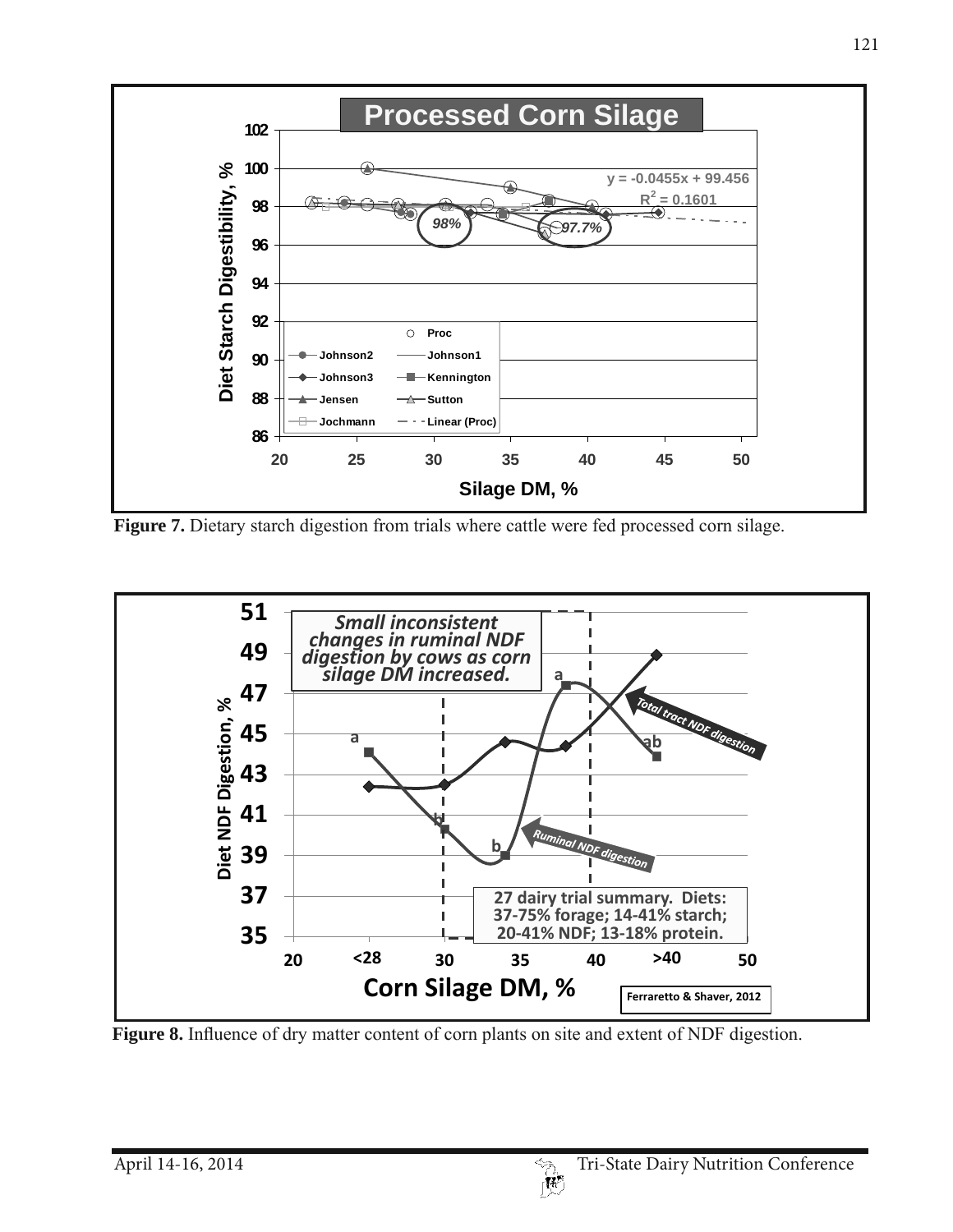Processed Corn Silage

Diet Starch Digestibility, %

102
100
98
96
94
92
90
88
86

y = -0.0455x + 99.456

$R^2$ = 0.1601

98%

97.7%

Proc
Johnson2
Johnson1
Johnson3
Kennington
Jensen
Sutton
Jochmann
Linear (Proc)

20 25 30 35 40 45 50

Silage DM, %

**Figure 7.** Dietary starch digestion from trials where cattle were fed processed corn silage.

*Small inconsistent changes in ruminal NDF digestion by cows as corn silage DM increased.*

Diet NDF Digestion, %

51
49
47
45
43
41
39
37
35

a
b
b
a
ab

*Total tract NDF digestion*

*Ruminal NDF digestion*

27 dairy trial summary. Diets: 37-75% forage; 14-41% starch; 20-41% NDF; 13-18% protein.

20 <28 30 35 40 >40 50

Corn Silage DM, %

Ferraretto & Shaver, 2012

**Figure 8.** Influence of dry matter content of corn plants on site and extent of NDF digestion.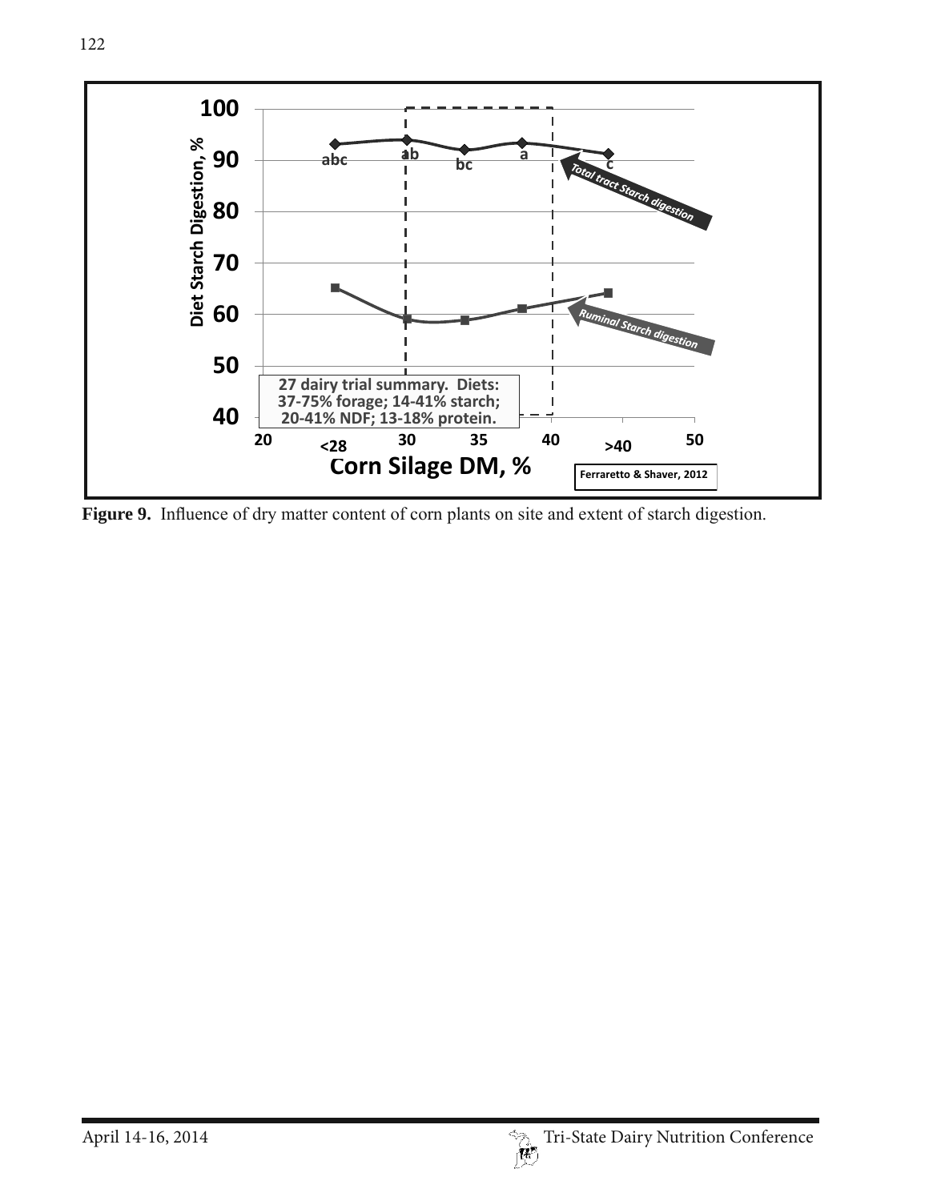100
90
80
70
60
50
40

Diet Starch Digestion, %

abc
ab
bc
a
c

Total tract Starch digestion

Ruminal Starch digestion

27 dairy trial summary. Diets: 37-75% forage; 14-41% starch; 20-41% NDF; 13-18% protein.

20
<28
30
35
40
>40
50

Corn Silage DM, %

Ferraretto & Shaver, 2012

**Figure 9.** Influence of dry matter content of corn plants on site and extent of starch digestion.